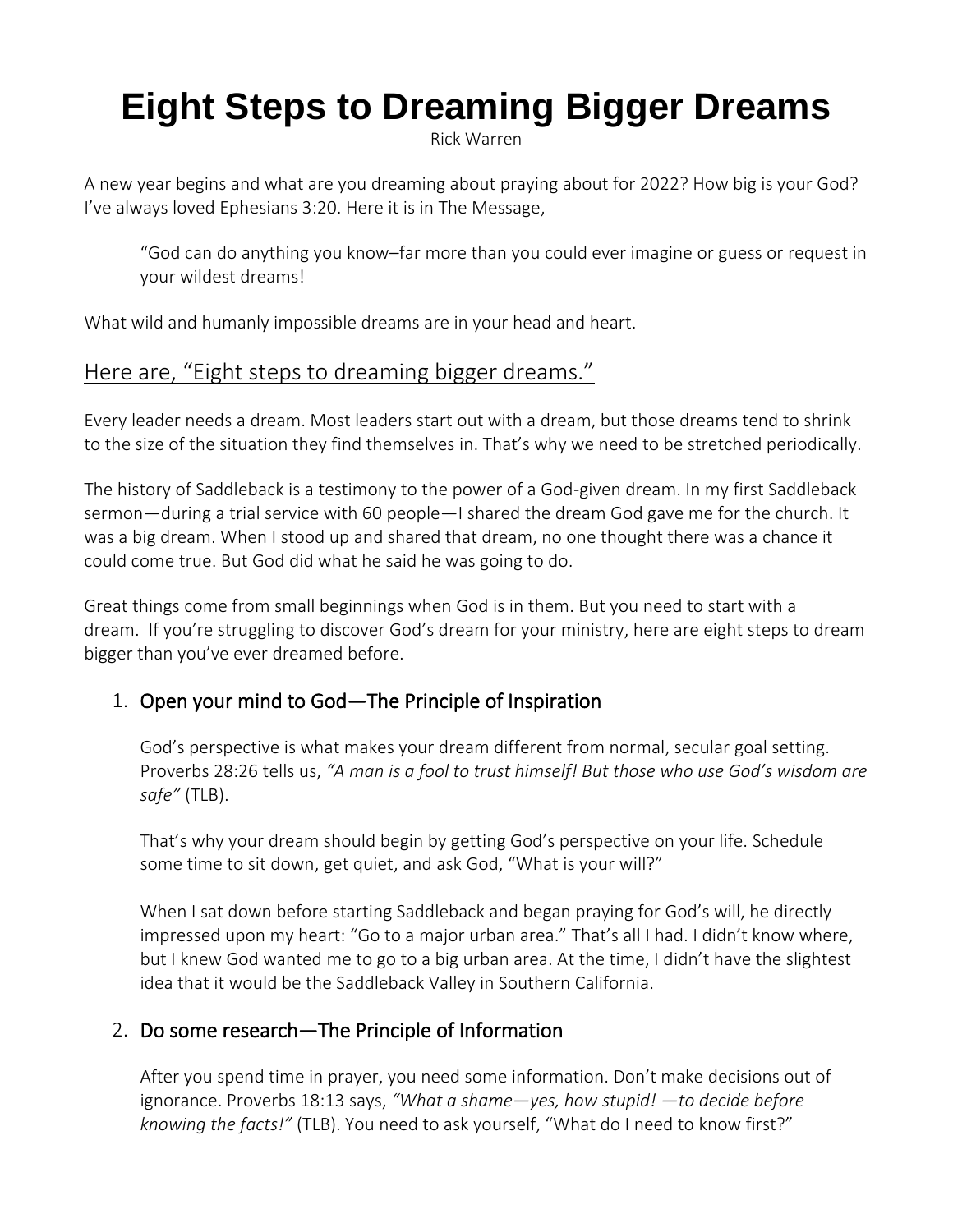# Eight Steps to Dreaming Bigger Dreams

Rick Warren

A new year begins and what are you dreaming about praying about for 2022? How big is your God? I've always loved Ephesians 3:20. Here it is in The Message,

> "God can do anything you know–far more than you could ever imagine or guess or request in your wildest dreams!

What wild and humanly impossible dreams are in your head and heart.

## Here are, "Eight steps to dreaming bigger dreams."

Every leader needs a dream. Most leaders start out with a dream, but those dreams tend to shrink to the size of the situation they find themselves in. That's why we need to be stretched periodically.

The history of Saddleback is a testimony to the power of a God-given dream. In my first Saddleback sermon—during a trial service with 60 people—I shared the dream God gave me for the church. It was a big dream. When I stood up and shared that dream, no one thought there was a chance it could come true. But God did what he said he was going to do.

Great things come from small beginnings when God is in them. But you need to start with a dream. If you're struggling to discover God's dream for your ministry, here are eight steps to dream bigger than you've ever dreamed before.

### 1. Open your mind to God—The Principle of Inspiration

God's perspective is what makes your dream different from normal, secular goal setting. Proverbs 28:26 tells us, *"A man is a fool to trust himself! But those who use God's wisdom are safe"* (TLB).

That's why your dream should begin by getting God's perspective on your life. Schedule some time to sit down, get quiet, and ask God, "What is your will?"

When I sat down before starting Saddleback and began praying for God's will, he directly impressed upon my heart: "Go to a major urban area." That's all I had. I didn't know where, but I knew God wanted me to go to a big urban area. At the time, I didn't have the slightest idea that it would be the Saddleback Valley in Southern California.

### 2. Do some research—The Principle of Information

After you spend time in prayer, you need some information. Don't make decisions out of ignorance. Proverbs 18:13 says, *"What a shame—yes, how stupid! —to decide before knowing the facts!"* (TLB). You need to ask yourself, "What do I need to know first?"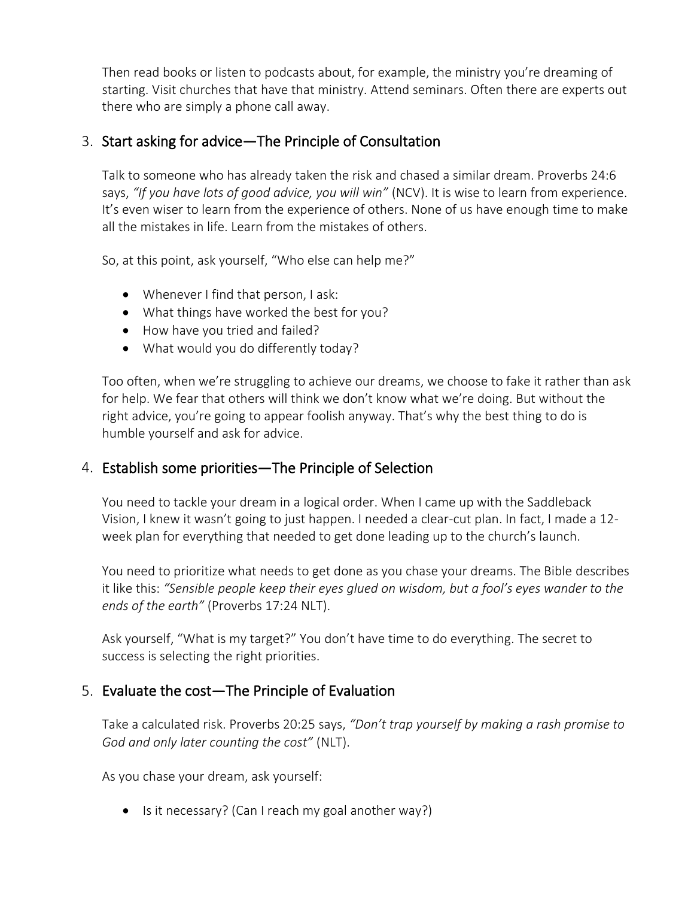Then read books or listen to podcasts about, for example, the ministry you're dreaming of starting. Visit churches that have that ministry. Attend seminars. Often there are experts out there who are simply a phone call away.

3. Start asking for advice—The Principle of Consultation

   Talk to someone who has already taken the risk and chased a similar dream. Proverbs 24:6 says, *"If you have lots of good advice, you will win"* (NCV). It is wise to learn from experience. It's even wiser to learn from the experience of others. None of us have enough time to make all the mistakes in life. Learn from the mistakes of others.

   So, at this point, ask yourself, "Who else can help me?"

   - Whenever I find that person, I ask:
   - What things have worked the best for you?
   - How have you tried and failed?
   - What would you do differently today?

   Too often, when we're struggling to achieve our dreams, we choose to fake it rather than ask for help. We fear that others will think we don't know what we're doing. But without the right advice, you're going to appear foolish anyway. That's why the best thing to do is humble yourself and ask for advice.

4. Establish some priorities—The Principle of Selection

   You need to tackle your dream in a logical order. When I came up with the Saddleback Vision, I knew it wasn't going to just happen. I needed a clear-cut plan. In fact, I made a 12-week plan for everything that needed to get done leading up to the church's launch.

   You need to prioritize what needs to get done as you chase your dreams. The Bible describes it like this: *"Sensible people keep their eyes glued on wisdom, but a fool's eyes wander to the ends of the earth"* (Proverbs 17:24 NLT).

   Ask yourself, "What is my target?" You don't have time to do everything. The secret to success is selecting the right priorities.

5. Evaluate the cost—The Principle of Evaluation

   Take a calculated risk. Proverbs 20:25 says, *"Don't trap yourself by making a rash promise to God and only later counting the cost"* (NLT).

   As you chase your dream, ask yourself:

   - Is it necessary? (Can I reach my goal another way?)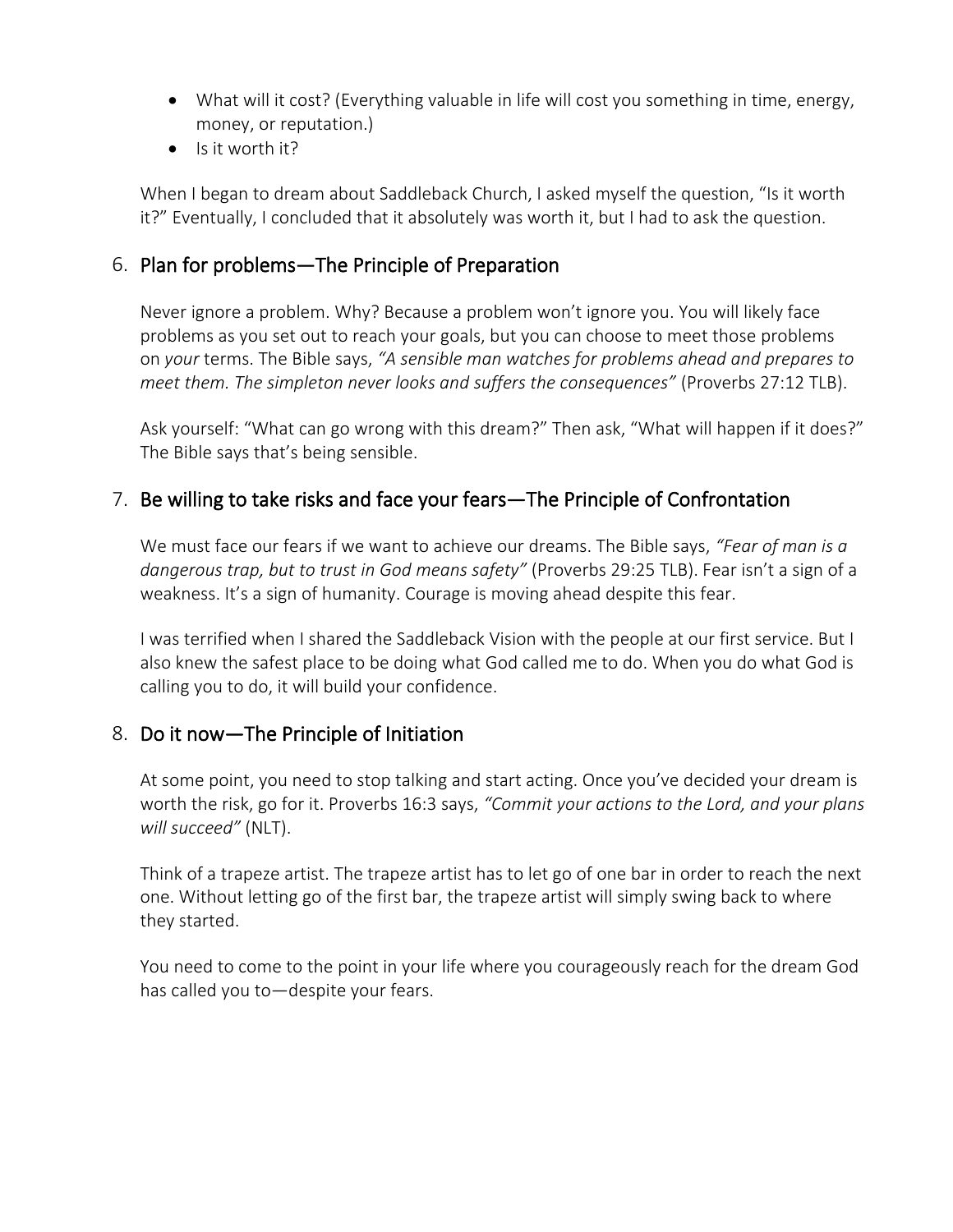- What will it cost? (Everything valuable in life will cost you something in time, energy, money, or reputation.)
- Is it worth it?

When I began to dream about Saddleback Church, I asked myself the question, "Is it worth it?" Eventually, I concluded that it absolutely was worth it, but I had to ask the question.

## 6. Plan for problems—The Principle of Preparation

Never ignore a problem. Why? Because a problem won't ignore you. You will likely face problems as you set out to reach your goals, but you can choose to meet those problems on *your* terms. The Bible says, *"A sensible man watches for problems ahead and prepares to meet them. The simpleton never looks and suffers the consequences"* (Proverbs 27:12 TLB).

Ask yourself: "What can go wrong with this dream?" Then ask, "What will happen if it does?" The Bible says that's being sensible.

## 7. Be willing to take risks and face your fears—The Principle of Confrontation

We must face our fears if we want to achieve our dreams. The Bible says, *"Fear of man is a dangerous trap, but to trust in God means safety"* (Proverbs 29:25 TLB). Fear isn't a sign of a weakness. It's a sign of humanity. Courage is moving ahead despite this fear.

I was terrified when I shared the Saddleback Vision with the people at our first service. But I also knew the safest place to be doing what God called me to do. When you do what God is calling you to do, it will build your confidence.

## 8. Do it now—The Principle of Initiation

At some point, you need to stop talking and start acting. Once you've decided your dream is worth the risk, go for it. Proverbs 16:3 says, *"Commit your actions to the Lord, and your plans will succeed"* (NLT).

Think of a trapeze artist. The trapeze artist has to let go of one bar in order to reach the next one. Without letting go of the first bar, the trapeze artist will simply swing back to where they started.

You need to come to the point in your life where you courageously reach for the dream God has called you to—despite your fears.